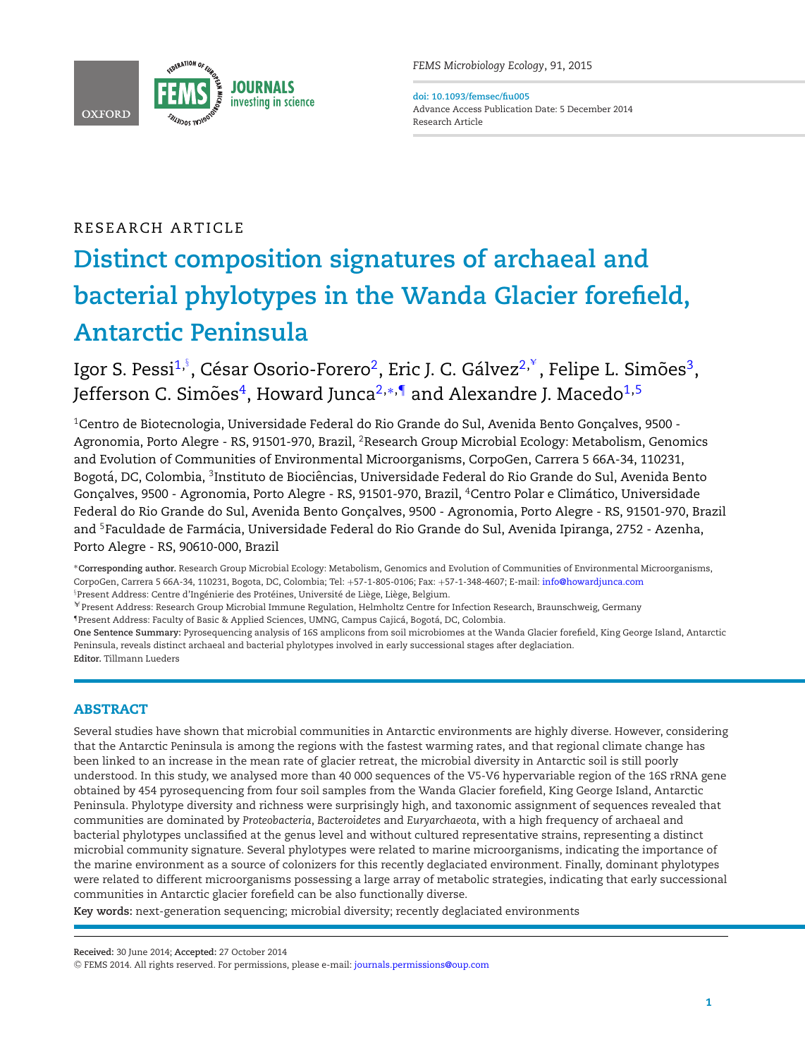RESEARCH ARTICLE

# Distinct composition signatures of archaeal and bacterial phylotypes in the Wanda Glacier forefield, Antarctic Peninsula

Igor S. Pessi[1,§], César Osorio-Forero[2], Eric J. C. Gálvez[2,¥], Felipe L. Simões[3], Jefferson C. Simões[4], Howard Junca[2,*,¶] and Alexandre J. Macedo[1,5]

[1]Centro de Biotecnologia, Universidade Federal do Rio Grande do Sul, Avenida Bento Gonçalves, 9500 - Agronomia, Porto Alegre - RS, 91501-970, Brazil, [2]Research Group Microbial Ecology: Metabolism, Genomics and Evolution of Communities of Environmental Microorganisms, CorpoGen, Carrera 5 66A-34, 110231, Bogotá, DC, Colombia, [3]Instituto de Biociências, Universidade Federal do Rio Grande do Sul, Avenida Bento Gonçalves, 9500 - Agronomia, Porto Alegre - RS, 91501-970, Brazil, [4]Centro Polar e Climático, Universidade Federal do Rio Grande do Sul, Avenida Bento Gonçalves, 9500 - Agronomia, Porto Alegre - RS, 91501-970, Brazil and [5]Faculdade de Farmácia, Universidade Federal do Rio Grande do Sul, Avenida Ipiranga, 2752 - Azenha, Porto Alegre - RS, 90610-000, Brazil

*__Corresponding author.__ Research Group Microbial Ecology: Metabolism, Genomics and Evolution of Communities of Environmental Microorganisms, CorpoGen, Carrera 5 66A-34, 110231, Bogota, DC, Colombia; Tel: +57-1-805-0106; Fax: +57-1-348-4607; E-mail: info@howardjunca.com

§Present Address: Centre d'Ingénierie des Protéines, Université de Liège, Liège, Belgium.

¥Present Address: Research Group Microbial Immune Regulation, Helmholtz Centre for Infection Research, Braunschweig, Germany

¶Present Address: Faculty of Basic & Applied Sciences, UMNG, Campus Cajicá, Bogotá, DC, Colombia.

**One Sentence Summary:** Pyrosequencing analysis of 16S amplicons from soil microbiomes at the Wanda Glacier forefield, King George Island, Antarctic Peninsula, reveals distinct archaeal and bacterial phylotypes involved in early successional stages after deglaciation.

**Editor.** Tillmann Lueders

## ABSTRACT

Several studies have shown that microbial communities in Antarctic environments are highly diverse. However, considering that the Antarctic Peninsula is among the regions with the fastest warming rates, and that regional climate change has been linked to an increase in the mean rate of glacier retreat, the microbial diversity in Antarctic soil is still poorly understood. In this study, we analysed more than 40 000 sequences of the V5-V6 hypervariable region of the 16S rRNA gene obtained by 454 pyrosequencing from four soil samples from the Wanda Glacier forefield, King George Island, Antarctic Peninsula. Phylotype diversity and richness were surprisingly high, and taxonomic assignment of sequences revealed that communities are dominated by *Proteobacteria*, *Bacteroidetes* and *Euryarchaeota*, with a high frequency of archaeal and bacterial phylotypes unclassified at the genus level and without cultured representative strains, representing a distinct microbial community signature. Several phylotypes were related to marine microorganisms, indicating the importance of the marine environment as a source of colonizers for this recently deglaciated environment. Finally, dominant phylotypes were related to different microorganisms possessing a large array of metabolic strategies, indicating that early successional communities in Antarctic glacier forefield can be also functionally diverse.

**Key words:** next-generation sequencing; microbial diversity; recently deglaciated environments

**Received:** 30 June 2014; **Accepted:** 27 October 2014

© FEMS 2014. All rights reserved. For permissions, please e-mail: journals.permissions@oup.com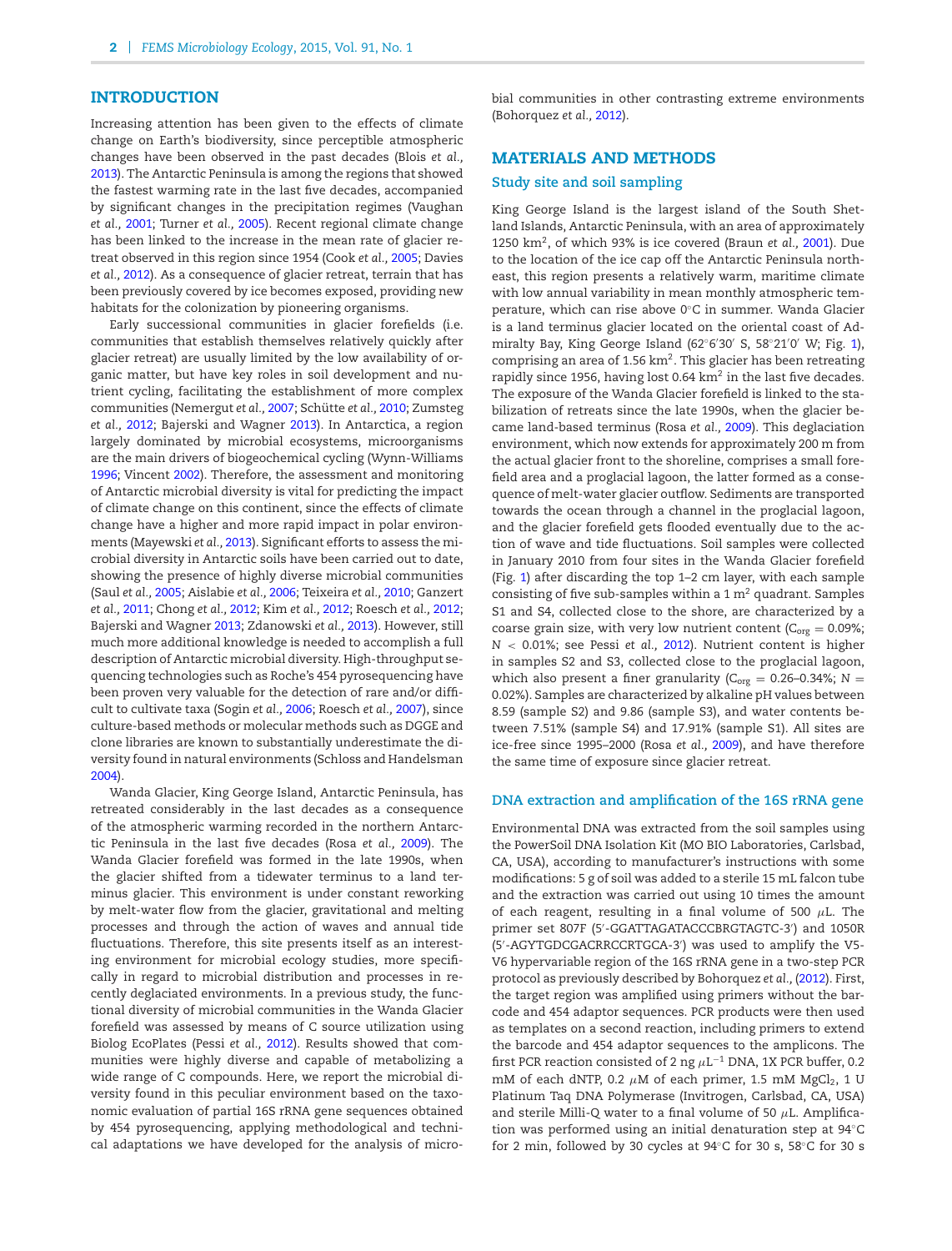## INTRODUCTION

Increasing attention has been given to the effects of climate change on Earth's biodiversity, since perceptible atmospheric changes have been observed in the past decades (Blois *et al.*, 2013). The Antarctic Peninsula is among the regions that showed the fastest warming rate in the last five decades, accompanied by significant changes in the precipitation regimes (Vaughan *et al.*, 2001; Turner *et al.*, 2005). Recent regional climate change has been linked to the increase in the mean rate of glacier retreat observed in this region since 1954 (Cook *et al.*, 2005; Davies *et al.*, 2012). As a consequence of glacier retreat, terrain that has been previously covered by ice becomes exposed, providing new habitats for the colonization by pioneering organisms.

Early successional communities in glacier forefields (i.e. communities that establish themselves relatively quickly after glacier retreat) are usually limited by the low availability of organic matter, but have key roles in soil development and nutrient cycling, facilitating the establishment of more complex communities (Nemergut *et al.*, 2007; Schütte *et al.*, 2010; Zumsteg *et al.*, 2012; Bajerski and Wagner 2013). In Antarctica, a region largely dominated by microbial ecosystems, microorganisms are the main drivers of biogeochemical cycling (Wynn-Williams 1996; Vincent 2002). Therefore, the assessment and monitoring of Antarctic microbial diversity is vital for predicting the impact of climate change on this continent, since the effects of climate change have a higher and more rapid impact in polar environments (Mayewski *et al.*, 2013). Significant efforts to assess the microbial diversity in Antarctic soils have been carried out to date, showing the presence of highly diverse microbial communities (Saul *et al.*, 2005; Aislabie *et al.*, 2006; Teixeira *et al.*, 2010; Ganzert *et al.*, 2011; Chong *et al.*, 2012; Kim *et al.*, 2012; Roesch *et al.*, 2012; Bajerski and Wagner 2013; Zdanowski *et al.*, 2013). However, still much more additional knowledge is needed to accomplish a full description of Antarctic microbial diversity. High-throughput sequencing technologies such as Roche's 454 pyrosequencing have been proven very valuable for the detection of rare and/or difficult to cultivate taxa (Sogin *et al.*, 2006; Roesch *et al.*, 2007), since culture-based methods or molecular methods such as DGGE and clone libraries are known to substantially underestimate the diversity found in natural environments (Schloss and Handelsman 2004).

Wanda Glacier, King George Island, Antarctic Peninsula, has retreated considerably in the last decades as a consequence of the atmospheric warming recorded in the northern Antarctic Peninsula in the last five decades (Rosa *et al.*, 2009). The Wanda Glacier forefield was formed in the late 1990s, when the glacier shifted from a tidewater terminus to a land terminus glacier. This environment is under constant reworking by melt-water flow from the glacier, gravitational and melting processes and through the action of waves and annual tide fluctuations. Therefore, this site presents itself as an interesting environment for microbial ecology studies, more specifically in regard to microbial distribution and processes in recently deglaciated environments. In a previous study, the functional diversity of microbial communities in the Wanda Glacier forefield was assessed by means of C source utilization using Biolog EcoPlates (Pessi *et al.*, 2012). Results showed that communities were highly diverse and capable of metabolizing a wide range of C compounds. Here, we report the microbial diversity found in this peculiar environment based on the taxonomic evaluation of partial 16S rRNA gene sequences obtained by 454 pyrosequencing, applying methodological and technical adaptations we have developed for the analysis of microbial communities in other contrasting extreme environments (Bohorquez *et al.*, 2012).

## MATERIALS AND METHODS

### Study site and soil sampling

King George Island is the largest island of the South Shetland Islands, Antarctic Peninsula, with an area of approximately 1250 km$^2$, of which 93% is ice covered (Braun *et al.*, 2001). Due to the location of the ice cap off the Antarctic Peninsula northeast, this region presents a relatively warm, maritime climate with low annual variability in mean monthly atmospheric temperature, which can rise above 0°C in summer. Wanda Glacier is a land terminus glacier located on the oriental coast of Admiralty Bay, King George Island (62°6′30′ S, 58°21′0′ W; Fig. 1), comprising an area of 1.56 km$^2$. This glacier has been retreating rapidly since 1956, having lost 0.64 km$^2$ in the last five decades. The exposure of the Wanda Glacier forefield is linked to the stabilization of retreats since the late 1990s, when the glacier became land-based terminus (Rosa *et al.*, 2009). This deglaciation environment, which now extends for approximately 200 m from the actual glacier front to the shoreline, comprises a small forefield area and a proglacial lagoon, the latter formed as a consequence of melt-water glacier outflow. Sediments are transported towards the ocean through a channel in the proglacial lagoon, and the glacier forefield gets flooded eventually due to the action of wave and tide fluctuations. Soil samples were collected in January 2010 from four sites in the Wanda Glacier forefield (Fig. 1) after discarding the top 1–2 cm layer, with each sample consisting of five sub-samples within a 1 m$^2$ quadrant. Samples S1 and S4, collected close to the shore, are characterized by a coarse grain size, with very low nutrient content ($C_{org}$ = 0.09%; $N < 0.01$%; see Pessi *et al.*, 2012). Nutrient content is higher in samples S2 and S3, collected close to the proglacial lagoon, which also present a finer granularity ($C_{org}$ = 0.26–0.34%; $N$ = 0.02%). Samples are characterized by alkaline pH values between 8.59 (sample S2) and 9.86 (sample S3), and water contents between 7.51% (sample S4) and 17.91% (sample S1). All sites are ice-free since 1995–2000 (Rosa *et al.*, 2009), and have therefore the same time of exposure since glacier retreat.

### DNA extraction and amplification of the 16S rRNA gene

Environmental DNA was extracted from the soil samples using the PowerSoil DNA Isolation Kit (MO BIO Laboratories, Carlsbad, CA, USA), according to manufacturer's instructions with some modifications: 5 g of soil was added to a sterile 15 mL falcon tube and the extraction was carried out using 10 times the amount of each reagent, resulting in a final volume of 500 $\mu$L. The primer set 807F (5′-GGATTAGATACCCBRGTAGTC-3′) and 1050R (5′-AGYTGDCGACRRCCRTGCA-3′) was used to amplify the V5-V6 hypervariable region of the 16S rRNA gene in a two-step PCR protocol as previously described by Bohorquez *et al.*, (2012). First, the target region was amplified using primers without the barcode and 454 adaptor sequences. PCR products were then used as templates on a second reaction, including primers to extend the barcode and 454 adaptor sequences to the amplicons. The first PCR reaction consisted of 2 ng $\mu L^{-1}$ DNA, 1X PCR buffer, 0.2 mM of each dNTP, 0.2 $\mu$M of each primer, 1.5 mM $MgCl_2$, 1 U Platinum Taq DNA Polymerase (Invitrogen, Carlsbad, CA, USA) and sterile Milli-Q water to a final volume of 50 $\mu$L. Amplification was performed using an initial denaturation step at 94°C for 2 min, followed by 30 cycles at 94°C for 30 s, 58°C for 30 s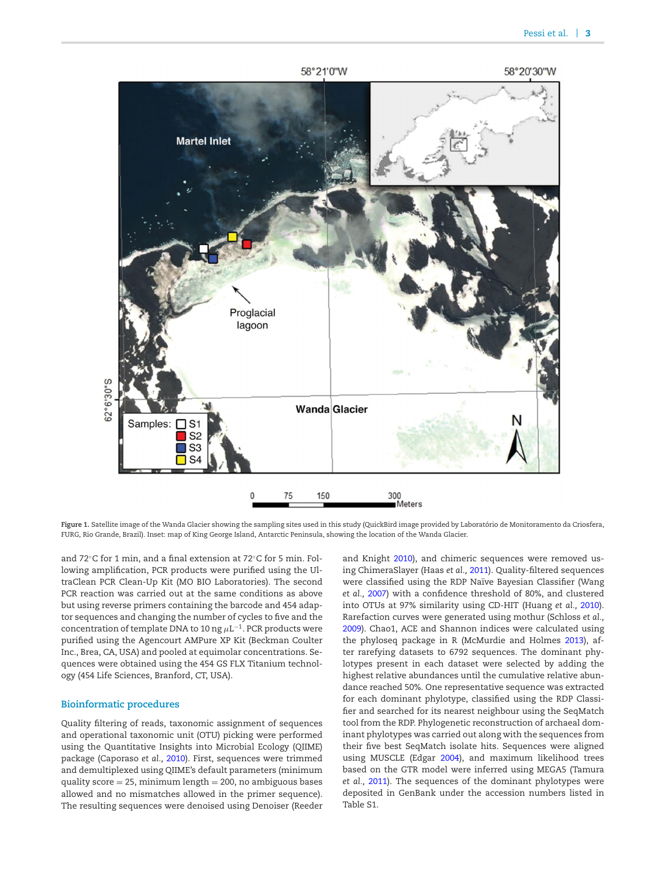Figure 1. Satellite image of the Wanda Glacier showing the sampling sites used in this study (QuickBird image provided by Laboratório de Monitoramento da Criosfera, FURG, Rio Grande, Brazil). Inset: map of King George Island, Antarctic Peninsula, showing the location of the Wanda Glacier.

and 72°C for 1 min, and a final extension at 72°C for 5 min. Following amplification, PCR products were purified using the UltraClean PCR Clean-Up Kit (MO BIO Laboratories). The second PCR reaction was carried out at the same conditions as above but using reverse primers containing the barcode and 454 adaptor sequences and changing the number of cycles to five and the concentration of template DNA to 10 ng $\mu L^{-1}$. PCR products were purified using the Agencourt AMPure XP Kit (Beckman Coulter Inc., Brea, CA, USA) and pooled at equimolar concentrations. Sequences were obtained using the 454 GS FLX Titanium technology (454 Life Sciences, Branford, CT, USA).

## Bioinformatic procedures

Quality filtering of reads, taxonomic assignment of sequences and operational taxonomic unit (OTU) picking were performed using the Quantitative Insights into Microbial Ecology (QIIME) package (Caporaso *et al.*, 2010). First, sequences were trimmed and demultiplexed using QIIME's default parameters (minimum quality score = 25, minimum length = 200, no ambiguous bases allowed and no mismatches allowed in the primer sequence). The resulting sequences were denoised using Denoiser (Reeder and Knight 2010), and chimeric sequences were removed using ChimeraSlayer (Haas *et al.*, 2011). Quality-filtered sequences were classified using the RDP Naïve Bayesian Classifier (Wang *et al.*, 2007) with a confidence threshold of 80%, and clustered into OTUs at 97% similarity using CD-HIT (Huang *et al.*, 2010). Rarefaction curves were generated using mothur (Schloss *et al.*, 2009). Chao1, ACE and Shannon indices were calculated using the phyloseq package in R (McMurdie and Holmes 2013), after rarefying datasets to 6792 sequences. The dominant phylotypes present in each dataset were selected by adding the highest relative abundances until the cumulative relative abundance reached 50%. One representative sequence was extracted for each dominant phylotype, classified using the RDP Classifier and searched for its nearest neighbour using the SeqMatch tool from the RDP. Phylogenetic reconstruction of archaeal dominant phylotypes was carried out along with the sequences from their five best SeqMatch isolate hits. Sequences were aligned using MUSCLE (Edgar 2004), and maximum likelihood trees based on the GTR model were inferred using MEGA5 (Tamura *et al.*, 2011). The sequences of the dominant phylotypes were deposited in GenBank under the accession numbers listed in Table S1.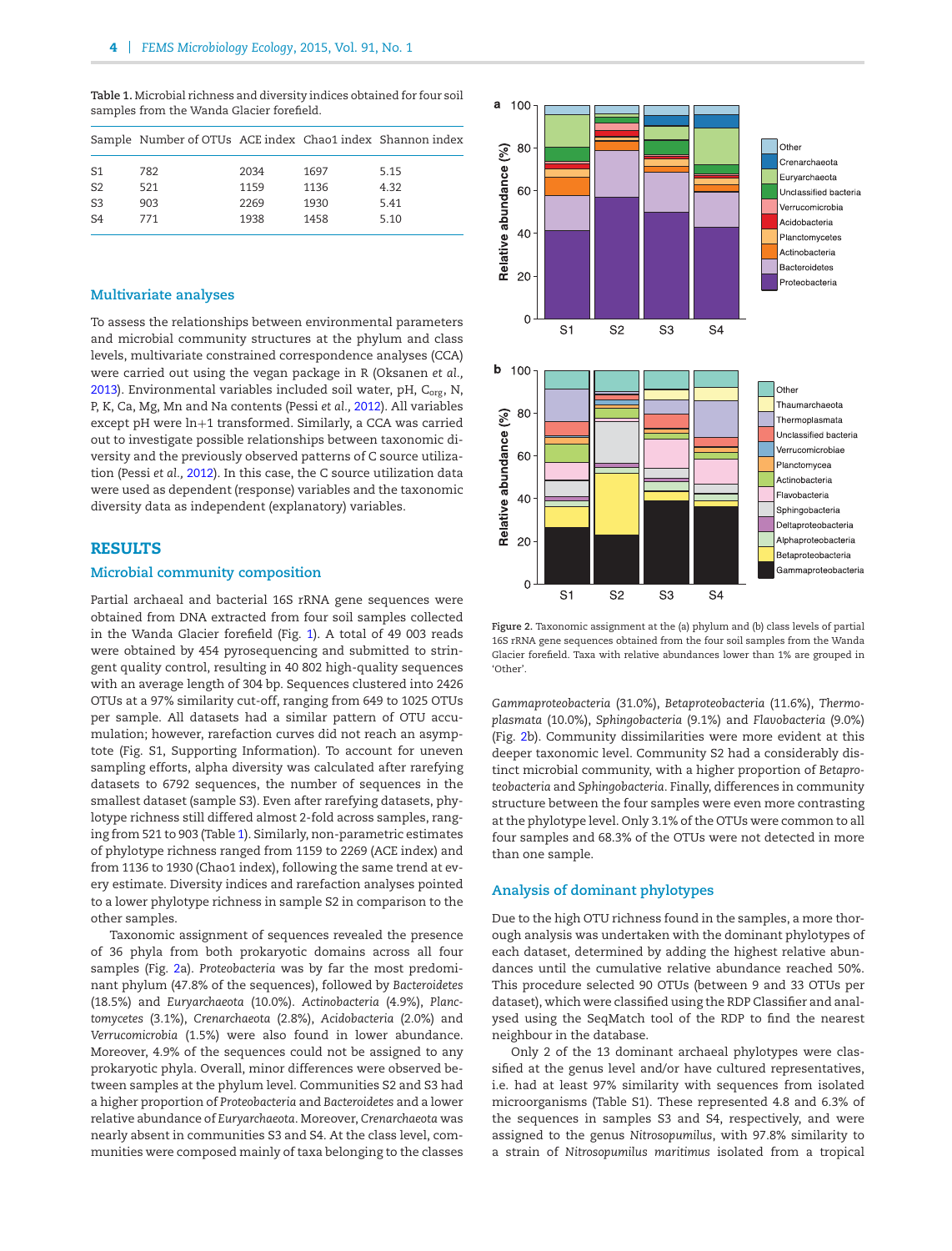**Table 1.** Microbial richness and diversity indices obtained for four soil samples from the Wanda Glacier forefield.

| Sample | Number of OTUs | ACE index | Chao1 index | Shannon index |
|---|---|---|---|---|
| S1 | 782 | 2034 | 1697 | 5.15 |
| S2 | 521 | 1159 | 1136 | 4.32 |
| S3 | 903 | 2269 | 1930 | 5.41 |
| S4 | 771 | 1938 | 1458 | 5.10 |

## Multivariate analyses

To assess the relationships between environmental parameters and microbial community structures at the phylum and class levels, multivariate constrained correspondence analyses (CCA) were carried out using the vegan package in R (Oksanen *et al.*, 2013). Environmental variables included soil water, pH, $C_{org}$, N, P, K, Ca, Mg, Mn and Na contents (Pessi *et al.*, 2012). All variables except pH were ln+1 transformed. Similarly, a CCA was carried out to investigate possible relationships between taxonomic diversity and the previously observed patterns of C source utilization (Pessi *et al.*, 2012). In this case, the C source utilization data were used as dependent (response) variables and the taxonomic diversity data as independent (explanatory) variables.

## RESULTS

### Microbial community composition

Partial archaeal and bacterial 16S rRNA gene sequences were obtained from DNA extracted from four soil samples collected in the Wanda Glacier forefield (Fig. 1). A total of 49 003 reads were obtained by 454 pyrosequencing and submitted to stringent quality control, resulting in 40 802 high-quality sequences with an average length of 304 bp. Sequences clustered into 2426 OTUs at a 97% similarity cut-off, ranging from 649 to 1025 OTUs per sample. All datasets had a similar pattern of OTU accumulation; however, rarefaction curves did not reach an asymptote (Fig. S1, Supporting Information). To account for uneven sampling efforts, alpha diversity was calculated after rarefying datasets to 6792 sequences, the number of sequences in the smallest dataset (sample S3). Even after rarefying datasets, phylotype richness still differed almost 2-fold across samples, ranging from 521 to 903 (Table 1). Similarly, non-parametric estimates of phylotype richness ranged from 1159 to 2269 (ACE index) and from 1136 to 1930 (Chao1 index), following the same trend at every estimate. Diversity indices and rarefaction analyses pointed to a lower phylotype richness in sample S2 in comparison to the other samples.

Taxonomic assignment of sequences revealed the presence of 36 phyla from both prokaryotic domains across all four samples (Fig. 2a). *Proteobacteria* was by far the most predominant phylum (47.8% of the sequences), followed by *Bacteroidetes* (18.5%) and *Euryarchaeota* (10.0%). *Actinobacteria* (4.9%), *Planctomycetes* (3.1%), *Crenarchaeota* (2.8%), *Acidobacteria* (2.0%) and *Verrucomicrobia* (1.5%) were also found in lower abundance. Moreover, 4.9% of the sequences could not be assigned to any prokaryotic phyla. Overall, minor differences were observed between samples at the phylum level. Communities S2 and S3 had a higher proportion of *Proteobacteria* and *Bacteroidetes* and a lower relative abundance of *Euryarchaeota*. Moreover, *Crenarchaeota* was nearly absent in communities S3 and S4. At the class level, communities were composed mainly of taxa belonging to the classes *Gammaproteobacteria* (31.0%), *Betaproteobacteria* (11.6%), *Thermoplasmata* (10.0%), *Sphingobacteria* (9.1%) and *Flavobacteria* (9.0%) (Fig. 2b). Community dissimilarities were more evident at this deeper taxonomic level. Community S2 had a considerably distinct microbial community, with a higher proportion of *Betaproteobacteria* and *Sphingobacteria*. Finally, differences in community structure between the four samples were even more contrasting at the phylotype level. Only 3.1% of the OTUs were common to all four samples and 68.3% of the OTUs were not detected in more than one sample.

**Figure 2.** Taxonomic assignment at the (a) phylum and (b) class levels of partial 16S rRNA gene sequences obtained from the four soil samples from the Wanda Glacier forefield. Taxa with relative abundances lower than 1% are grouped in 'Other'.

### Analysis of dominant phylotypes

Due to the high OTU richness found in the samples, a more thorough analysis was undertaken with the dominant phylotypes of each dataset, determined by adding the highest relative abundances until the cumulative relative abundance reached 50%. This procedure selected 90 OTUs (between 9 and 33 OTUs per dataset), which were classified using the RDP Classifier and analysed using the SeqMatch tool of the RDP to find the nearest neighbour in the database.

Only 2 of the 13 dominant archaeal phylotypes were classified at the genus level and/or have cultured representatives, i.e. had at least 97% similarity with sequences from isolated microorganisms (Table S1). These represented 4.8 and 6.3% of the sequences in samples S3 and S4, respectively, and were assigned to the genus *Nitrosopumilus*, with 97.8% similarity to a strain of *Nitrosopumilus maritimus* isolated from a tropical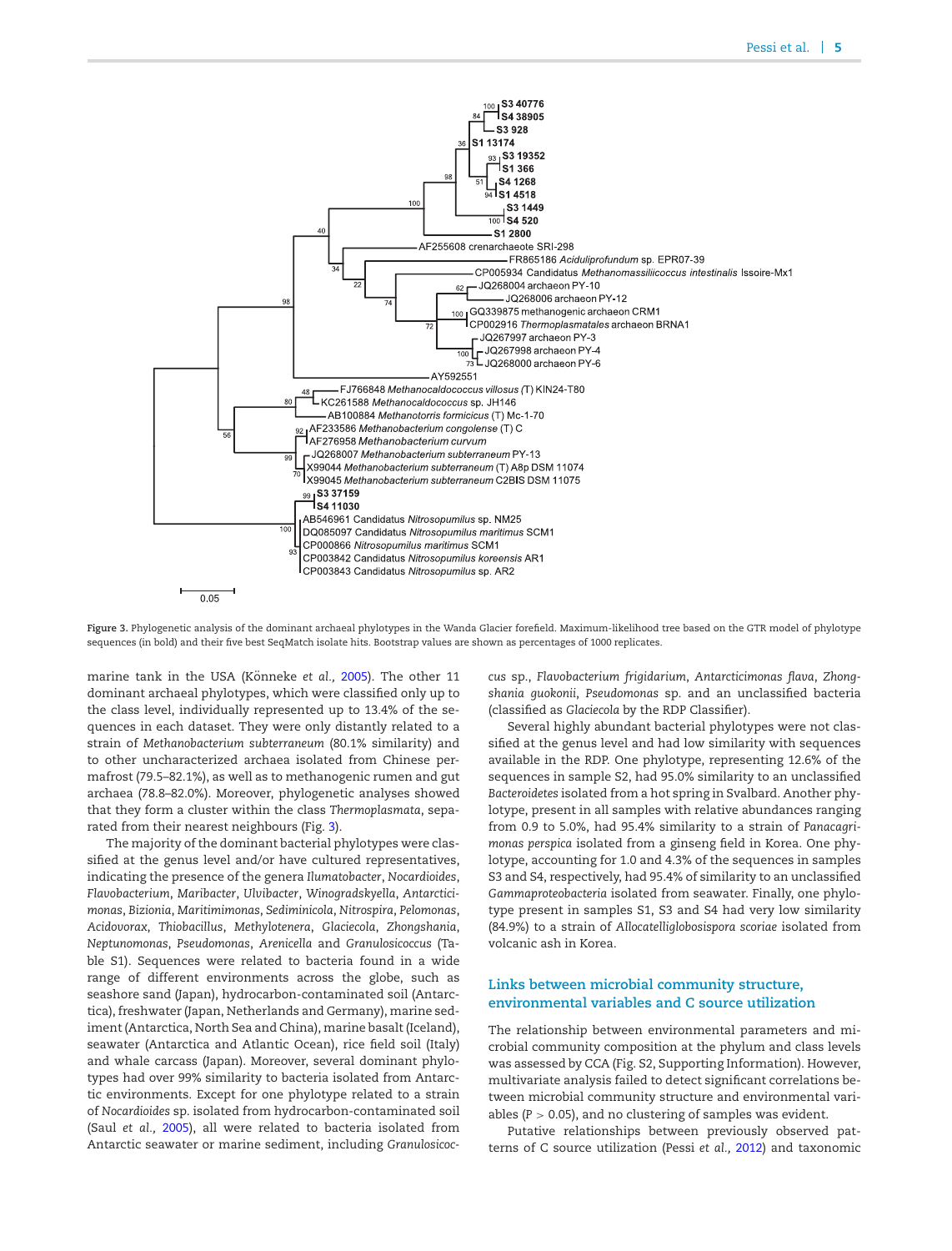Figure 3. Phylogenetic analysis of the dominant archaeal phylotypes in the Wanda Glacier forefield. Maximum-likelihood tree based on the GTR model of phylotype sequences (in bold) and their five best SeqMatch isolate hits. Bootstrap values are shown as percentages of 1000 replicates.

marine tank in the USA (Könneke *et al.,* 2005). The other 11 dominant archaeal phylotypes, which were classified only up to the class level, individually represented up to 13.4% of the sequences in each dataset. They were only distantly related to a strain of *Methanobacterium subterraneum* (80.1% similarity) and to other uncharacterized archaea isolated from Chinese permafrost (79.5–82.1%), as well as to methanogenic rumen and gut archaea (78.8–82.0%). Moreover, phylogenetic analyses showed that they form a cluster within the class *Thermoplasmata*, separated from their nearest neighbours (Fig. 3).

The majority of the dominant bacterial phylotypes were classified at the genus level and/or have cultured representatives, indicating the presence of the genera *Ilumatobacter*, *Nocardioides*, *Flavobacterium*, *Maribacter*, *Ulvibacter*, *Winogradskyella*, *Antarcticimonas*, *Bizionia*, *Maritimimonas*, *Sediminicola*, *Nitrospira*, *Pelomonas*, *Acidovorax*, *Thiobacillus*, *Methylotenera*, *Glaciecola*, *Zhongshania*, *Neptunomonas*, *Pseudomonas*, *Arenicella* and *Granulosicoccus* (Table S1). Sequences were related to bacteria found in a wide range of different environments across the globe, such as seashore sand (Japan), hydrocarbon-contaminated soil (Antarctica), freshwater (Japan, Netherlands and Germany), marine sediment (Antarctica, North Sea and China), marine basalt (Iceland), seawater (Antarctica and Atlantic Ocean), rice field soil (Italy) and whale carcass (Japan). Moreover, several dominant phylotypes had over 99% similarity to bacteria isolated from Antarctic environments. Except for one phylotype related to a strain of *Nocardioides* sp. isolated from hydrocarbon-contaminated soil (Saul *et al.,* 2005), all were related to bacteria isolated from Antarctic seawater or marine sediment, including *Granulosicoccus* sp., *Flavobacterium frigidarium*, *Antarcticimonas flava*, *Zhongshania guokonii*, *Pseudomonas* sp. and an unclassified bacteria (classified as *Glaciecola* by the RDP Classifier).

Several highly abundant bacterial phylotypes were not classified at the genus level and had low similarity with sequences available in the RDP. One phylotype, representing 12.6% of the sequences in sample S2, had 95.0% similarity to an unclassified *Bacteroidetes* isolated from a hot spring in Svalbard. Another phylotype, present in all samples with relative abundances ranging from 0.9 to 5.0%, had 95.4% similarity to a strain of *Panacagrimonas perspica* isolated from a ginseng field in Korea. One phylotype, accounting for 1.0 and 4.3% of the sequences in samples S3 and S4, respectively, had 95.4% of similarity to an unclassified *Gammaproteobacteria* isolated from seawater. Finally, one phylotype present in samples S1, S3 and S4 had very low similarity (84.9%) to a strain of *Allocatelliglobosispora scoriae* isolated from volcanic ash in Korea.

## Links between microbial community structure, environmental variables and C source utilization

The relationship between environmental parameters and microbial community composition at the phylum and class levels was assessed by CCA (Fig. S2, Supporting Information). However, multivariate analysis failed to detect significant correlations between microbial community structure and environmental variables ($P > 0.05$), and no clustering of samples was evident.

Putative relationships between previously observed patterns of C source utilization (Pessi *et al.,* 2012) and taxonomic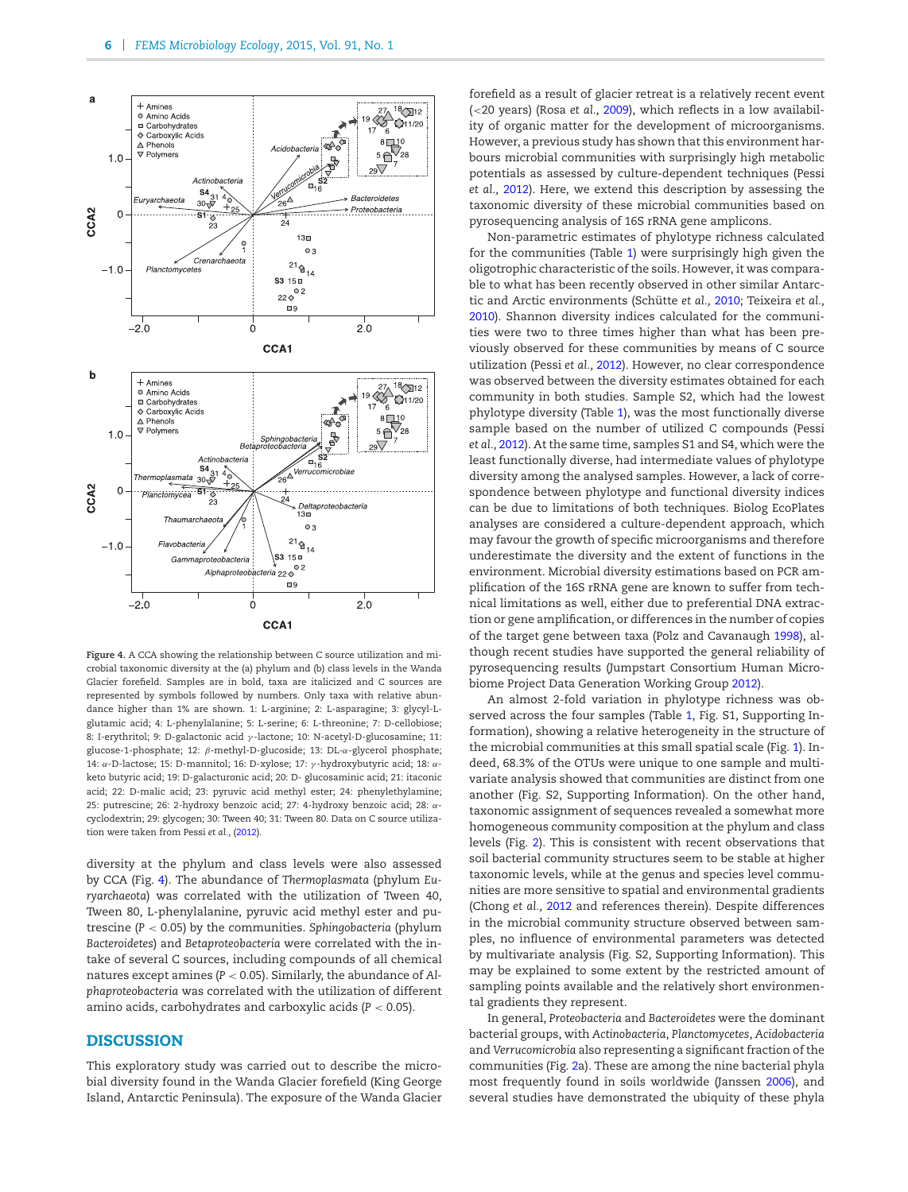Figure 4. A CCA showing the relationship between C source utilization and microbial taxonomic diversity at the (a) phylum and (b) class levels in the Wanda Glacier forefield. Samples are in bold, taxa are italicized and C sources are represented by symbols followed by numbers. Only taxa with relative abundance higher than 1% are shown. 1: L-arginine; 2: L-asparagine; 3: glycyl-L-glutamic acid; 4: L-phenylalanine; 5: L-serine; 6: L-threonine; 7: D-cellobiose; 8: I-erythritol; 9: D-galactonic acid $\gamma$-lactone; 10: N-acetyl-D-glucosamine; 11: glucose-1-phosphate; 12: $\beta$-methyl-D-glucoside; 13: DL-$\alpha$-glycerol phosphate; 14: $\alpha$-D-lactose; 15: D-mannitol; 16: D-xylose; 17: $\gamma$-hydroxybutyric acid; 18: $\alpha$-keto butyric acid; 19: D-galacturonic acid; 20: D- glucosaminic acid; 21: itaconic acid; 22: D-malic acid; 23: pyruvic acid methyl ester; 24: phenylethylamine; 25: putrescine; 26: 2-hydroxy benzoic acid; 27: 4-hydroxy benzoic acid; 28: $\alpha$-cyclodextrin; 29: glycogen; 30: Tween 40; 31: Tween 80. Data on C source utilization were taken from Pessi *et al.*, (2012).

diversity at the phylum and class levels were also assessed by CCA (Fig. 4). The abundance of *Thermoplasmata* (phylum *Euryarchaeota*) was correlated with the utilization of Tween 40, Tween 80, L-phenylalanine, pyruvic acid methyl ester and putrescine ($P < 0.05$) by the communities. *Sphingobacteria* (phylum *Bacteroidetes*) and *Betaproteobacteria* were correlated with the intake of several C sources, including compounds of all chemical natures except amines ($P < 0.05$). Similarly, the abundance of *Alphaproteobacteria* was correlated with the utilization of different amino acids, carbohydrates and carboxylic acids ($P < 0.05$).

## DISCUSSION

This exploratory study was carried out to describe the microbial diversity found in the Wanda Glacier forefield (King George Island, Antarctic Peninsula). The exposure of the Wanda Glacier forefield as a result of glacier retreat is a relatively recent event (<20 years) (Rosa *et al.*, 2009), which reflects in a low availability of organic matter for the development of microorganisms. However, a previous study has shown that this environment harbours microbial communities with surprisingly high metabolic potentials as assessed by culture-dependent techniques (Pessi *et al.*, 2012). Here, we extend this description by assessing the taxonomic diversity of these microbial communities based on pyrosequencing analysis of 16S rRNA gene amplicons.

Non-parametric estimates of phylotype richness calculated for the communities (Table 1) were surprisingly high given the oligotrophic characteristic of the soils. However, it was comparable to what has been recently observed in other similar Antarctic and Arctic environments (Schütte *et al.*, 2010; Teixeira *et al.*, 2010). Shannon diversity indices calculated for the communities were two to three times higher than what has been previously observed for these communities by means of C source utilization (Pessi *et al.*, 2012). However, no clear correspondence was observed between the diversity estimates obtained for each community in both studies. Sample S2, which had the lowest phylotype diversity (Table 1), was the most functionally diverse sample based on the number of utilized C compounds (Pessi *et al.*, 2012). At the same time, samples S1 and S4, which were the least functionally diverse, had intermediate values of phylotype diversity among the analysed samples. However, a lack of correspondence between phylotype and functional diversity indices can be due to limitations of both techniques. Biolog EcoPlates analyses are considered a culture-dependent approach, which may favour the growth of specific microorganisms and therefore underestimate the diversity and the extent of functions in the environment. Microbial diversity estimations based on PCR amplification of the 16S rRNA gene are known to suffer from technical limitations as well, either due to preferential DNA extraction or gene amplification, or differences in the number of copies of the target gene between taxa (Polz and Cavanaugh 1998), although recent studies have supported the general reliability of pyrosequencing results (Jumpstart Consortium Human Microbiome Project Data Generation Working Group 2012).

An almost 2-fold variation in phylotype richness was observed across the four samples (Table 1, Fig. S1, Supporting Information), showing a relative heterogeneity in the structure of the microbial communities at this small spatial scale (Fig. 1). Indeed, 68.3% of the OTUs were unique to one sample and multivariate analysis showed that communities are distinct from one another (Fig. S2, Supporting Information). On the other hand, taxonomic assignment of sequences revealed a somewhat more homogeneous community composition at the phylum and class levels (Fig. 2). This is consistent with recent observations that soil bacterial community structures seem to be stable at higher taxonomic levels, while at the genus and species level communities are more sensitive to spatial and environmental gradients (Chong *et al.*, 2012 and references therein). Despite differences in the microbial community structure observed between samples, no influence of environmental parameters was detected by multivariate analysis (Fig. S2, Supporting Information). This may be explained to some extent by the restricted amount of sampling points available and the relatively short environmental gradients they represent.

In general, *Proteobacteria* and *Bacteroidetes* were the dominant bacterial groups, with *Actinobacteria*, *Planctomycetes*, *Acidobacteria* and *Verrucomicrobia* also representing a significant fraction of the communities (Fig. 2a). These are among the nine bacterial phyla most frequently found in soils worldwide (Janssen 2006), and several studies have demonstrated the ubiquity of these phyla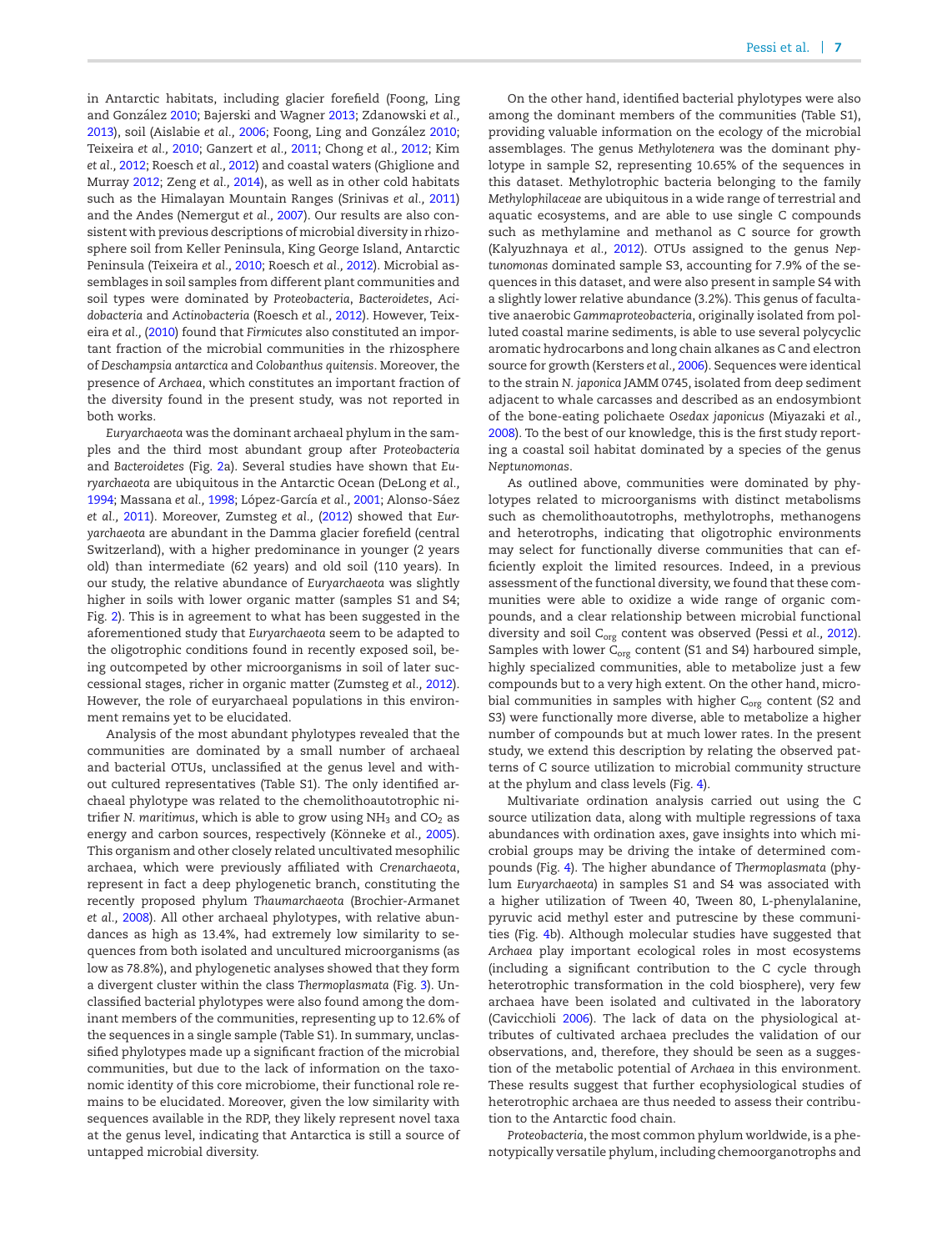in Antarctic habitats, including glacier forefield (Foong, Ling and González 2010; Bajerski and Wagner 2013; Zdanowski *et al.*, 2013), soil (Aislabie *et al.*, 2006; Foong, Ling and González 2010; Teixeira *et al.*, 2010; Ganzert *et al.*, 2011; Chong *et al.*, 2012; Kim *et al.*, 2012; Roesch *et al.*, 2012) and coastal waters (Ghiglione and Murray 2012; Zeng *et al.*, 2014), as well as in other cold habitats such as the Himalayan Mountain Ranges (Srinivas *et al.*, 2011) and the Andes (Nemergut *et al.*, 2007). Our results are also consistent with previous descriptions of microbial diversity in rhizosphere soil from Keller Peninsula, King George Island, Antarctic Peninsula (Teixeira *et al.*, 2010; Roesch *et al.*, 2012). Microbial assemblages in soil samples from different plant communities and soil types were dominated by *Proteobacteria*, *Bacteroidetes*, *Acidobacteria* and *Actinobacteria* (Roesch *et al.*, 2012). However, Teixeira *et al.*, (2010) found that *Firmicutes* also constituted an important fraction of the microbial communities in the rhizosphere of *Deschampsia antarctica* and *Colobanthus quitensis*. Moreover, the presence of *Archaea*, which constitutes an important fraction of the diversity found in the present study, was not reported in both works.

*Euryarchaeota* was the dominant archaeal phylum in the samples and the third most abundant group after *Proteobacteria* and *Bacteroidetes* (Fig. 2a). Several studies have shown that *Euryarchaeota* are ubiquitous in the Antarctic Ocean (DeLong *et al.*, 1994; Massana *et al.*, 1998; López-García *et al.*, 2001; Alonso-Sáez *et al.*, 2011). Moreover, Zumsteg *et al.*, (2012) showed that *Euryarchaeota* are abundant in the Damma glacier forefield (central Switzerland), with a higher predominance in younger (2 years old) than intermediate (62 years) and old soil (110 years). In our study, the relative abundance of *Euryarchaeota* was slightly higher in soils with lower organic matter (samples S1 and S4; Fig. 2). This is in agreement to what has been suggested in the aforementioned study that *Euryarchaeota* seem to be adapted to the oligotrophic conditions found in recently exposed soil, being outcompeted by other microorganisms in soil of later successional stages, richer in organic matter (Zumsteg *et al.*, 2012). However, the role of euryarchaeal populations in this environment remains yet to be elucidated.

Analysis of the most abundant phylotypes revealed that the communities are dominated by a small number of archaeal and bacterial OTUs, unclassified at the genus level and without cultured representatives (Table S1). The only identified archaeal phylotype was related to the chemolithoautotrophic nitrifier *N. maritimus*, which is able to grow using $NH_3$ and $CO_2$ as energy and carbon sources, respectively (Könneke *et al.*, 2005). This organism and other closely related uncultivated mesophilic archaea, which were previously affiliated with *Crenarchaeota*, represent in fact a deep phylogenetic branch, constituting the recently proposed phylum *Thaumarchaeota* (Brochier-Armanet *et al.*, 2008). All other archaeal phylotypes, with relative abundances as high as 13.4%, had extremely low similarity to sequences from both isolated and uncultured microorganisms (as low as 78.8%), and phylogenetic analyses showed that they form a divergent cluster within the class *Thermoplasmata* (Fig. 3). Unclassified bacterial phylotypes were also found among the dominant members of the communities, representing up to 12.6% of the sequences in a single sample (Table S1). In summary, unclassified phylotypes made up a significant fraction of the microbial communities, but due to the lack of information on the taxonomic identity of this core microbiome, their functional role remains to be elucidated. Moreover, given the low similarity with sequences available in the RDP, they likely represent novel taxa at the genus level, indicating that Antarctica is still a source of untapped microbial diversity.

On the other hand, identified bacterial phylotypes were also among the dominant members of the communities (Table S1), providing valuable information on the ecology of the microbial assemblages. The genus *Methylotenera* was the dominant phylotype in sample S2, representing 10.65% of the sequences in this dataset. Methylotrophic bacteria belonging to the family *Methylophilaceae* are ubiquitous in a wide range of terrestrial and aquatic ecosystems, and are able to use single C compounds such as methylamine and methanol as C source for growth (Kalyuzhnaya *et al.*, 2012). OTUs assigned to the genus *Neptunomonas* dominated sample S3, accounting for 7.9% of the sequences in this dataset, and were also present in sample S4 with a slightly lower relative abundance (3.2%). This genus of facultative anaerobic *Gammaproteobacteria*, originally isolated from polluted coastal marine sediments, is able to use several polycyclic aromatic hydrocarbons and long chain alkanes as C and electron source for growth (Kersters *et al.*, 2006). Sequences were identical to the strain *N. japonica* JAMM 0745, isolated from deep sediment adjacent to whale carcasses and described as an endosymbiont of the bone-eating polichaete *Osedax japonicus* (Miyazaki *et al.*, 2008). To the best of our knowledge, this is the first study reporting a coastal soil habitat dominated by a species of the genus *Neptunomonas*.

As outlined above, communities were dominated by phylotypes related to microorganisms with distinct metabolisms such as chemolithoautotrophs, methylotrophs, methanogens and heterotrophs, indicating that oligotrophic environments may select for functionally diverse communities that can efficiently exploit the limited resources. Indeed, in a previous assessment of the functional diversity, we found that these communities were able to oxidize a wide range of organic compounds, and a clear relationship between microbial functional diversity and soil $C_{org}$ content was observed (Pessi *et al.*, 2012). Samples with lower $C_{org}$ content (S1 and S4) harboured simple, highly specialized communities, able to metabolize just a few compounds but to a very high extent. On the other hand, microbial communities in samples with higher $C_{org}$ content (S2 and S3) were functionally more diverse, able to metabolize a higher number of compounds but at much lower rates. In the present study, we extend this description by relating the observed patterns of C source utilization to microbial community structure at the phylum and class levels (Fig. 4).

Multivariate ordination analysis carried out using the C source utilization data, along with multiple regressions of taxa abundances with ordination axes, gave insights into which microbial groups may be driving the intake of determined compounds (Fig. 4). The higher abundance of *Thermoplasmata* (phylum *Euryarchaeota*) in samples S1 and S4 was associated with a higher utilization of Tween 40, Tween 80, L-phenylalanine, pyruvic acid methyl ester and putrescine by these communities (Fig. 4b). Although molecular studies have suggested that *Archaea* play important ecological roles in most ecosystems (including a significant contribution to the C cycle through heterotrophic transformation in the cold biosphere), very few archaea have been isolated and cultivated in the laboratory (Cavicchioli 2006). The lack of data on the physiological attributes of cultivated archaea precludes the validation of our observations, and, therefore, they should be seen as a suggestion of the metabolic potential of *Archaea* in this environment. These results suggest that further ecophysiological studies of heterotrophic archaea are thus needed to assess their contribution to the Antarctic food chain.

*Proteobacteria*, the most common phylum worldwide, is a phenotypically versatile phylum, including chemoorganotrophs and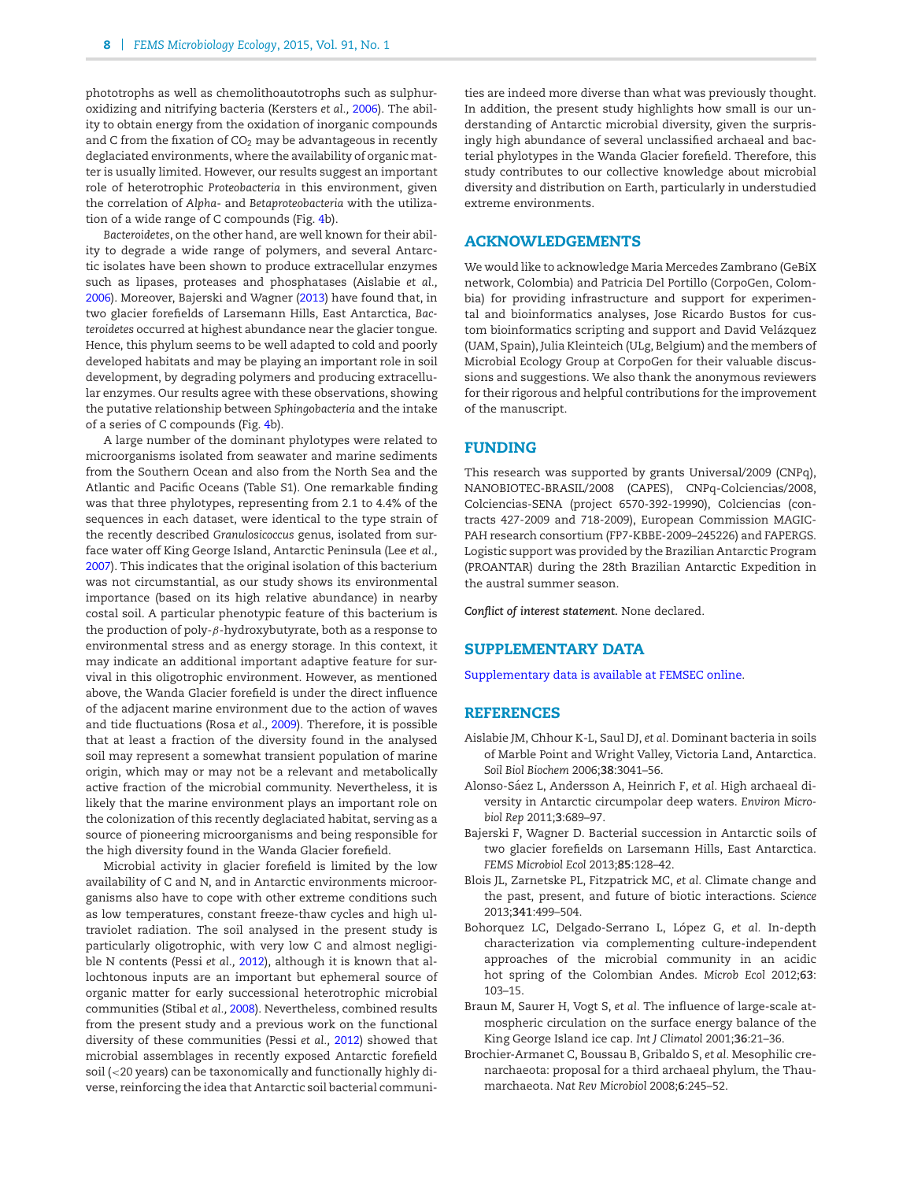phototrophs as well as chemolithoautotrophs such as sulphur-oxidizing and nitrifying bacteria (Kersters *et al.,* 2006). The ability to obtain energy from the oxidation of inorganic compounds and C from the fixation of $CO_2$ may be advantageous in recently deglaciated environments, where the availability of organic matter is usually limited. However, our results suggest an important role of heterotrophic *Proteobacteria* in this environment, given the correlation of *Alpha*- and *Betaproteobacteria* with the utilization of a wide range of C compounds (Fig. 4b).

*Bacteroidetes*, on the other hand, are well known for their ability to degrade a wide range of polymers, and several Antarctic isolates have been shown to produce extracellular enzymes such as lipases, proteases and phosphatases (Aislabie *et al.,* 2006). Moreover, Bajerski and Wagner (2013) have found that, in two glacier forefields of Larsemann Hills, East Antarctica, *Bacteroidetes* occurred at highest abundance near the glacier tongue. Hence, this phylum seems to be well adapted to cold and poorly developed habitats and may be playing an important role in soil development, by degrading polymers and producing extracellular enzymes. Our results agree with these observations, showing the putative relationship between *Sphingobacteria* and the intake of a series of C compounds (Fig. 4b).

A large number of the dominant phylotypes were related to microorganisms isolated from seawater and marine sediments from the Southern Ocean and also from the North Sea and the Atlantic and Pacific Oceans (Table S1). One remarkable finding was that three phylotypes, representing from 2.1 to 4.4% of the sequences in each dataset, were identical to the type strain of the recently described *Granulosicoccus* genus, isolated from surface water off King George Island, Antarctic Peninsula (Lee *et al.,* 2007). This indicates that the original isolation of this bacterium was not circumstantial, as our study shows its environmental importance (based on its high relative abundance) in nearby costal soil. A particular phenotypic feature of this bacterium is the production of poly-$\beta$-hydroxybutyrate, both as a response to environmental stress and as energy storage. In this context, it may indicate an additional important adaptive feature for survival in this oligotrophic environment. However, as mentioned above, the Wanda Glacier forefield is under the direct influence of the adjacent marine environment due to the action of waves and tide fluctuations (Rosa *et al.,* 2009). Therefore, it is possible that at least a fraction of the diversity found in the analysed soil may represent a somewhat transient population of marine origin, which may or may not be a relevant and metabolically active fraction of the microbial community. Nevertheless, it is likely that the marine environment plays an important role on the colonization of this recently deglaciated habitat, serving as a source of pioneering microorganisms and being responsible for the high diversity found in the Wanda Glacier forefield.

Microbial activity in glacier forefield is limited by the low availability of C and N, and in Antarctic environments microorganisms also have to cope with other extreme conditions such as low temperatures, constant freeze-thaw cycles and high ultraviolet radiation. The soil analysed in the present study is particularly oligotrophic, with very low C and almost negligible N contents (Pessi *et al.,* 2012), although it is known that allochtonous inputs are an important but ephemeral source of organic matter for early successional heterotrophic microbial communities (Stibal *et al.,* 2008). Nevertheless, combined results from the present study and a previous work on the functional diversity of these communities (Pessi *et al.,* 2012) showed that microbial assemblages in recently exposed Antarctic forefield soil (<20 years) can be taxonomically and functionally highly diverse, reinforcing the idea that Antarctic soil bacterial communities are indeed more diverse than what was previously thought. In addition, the present study highlights how small is our understanding of Antarctic microbial diversity, given the surprisingly high abundance of several unclassified archaeal and bacterial phylotypes in the Wanda Glacier forefield. Therefore, this study contributes to our collective knowledge about microbial diversity and distribution on Earth, particularly in understudied extreme environments.

## ACKNOWLEDGEMENTS

We would like to acknowledge Maria Mercedes Zambrano (GeBiX network, Colombia) and Patricia Del Portillo (CorpoGen, Colombia) for providing infrastructure and support for experimental and bioinformatics analyses, Jose Ricardo Bustos for custom bioinformatics scripting and support and David Velázquez (UAM, Spain), Julia Kleinteich (ULg, Belgium) and the members of Microbial Ecology Group at CorpoGen for their valuable discussions and suggestions. We also thank the anonymous reviewers for their rigorous and helpful contributions for the improvement of the manuscript.

## FUNDING

This research was supported by grants Universal/2009 (CNPq), NANOBIOTEC-BRASIL/2008 (CAPES), CNPq-Colciencias/2008, Colciencias-SENA (project 6570-392-19990), Colciencias (contracts 427-2009 and 718-2009), European Commission MAGIC-PAH research consortium (FP7-KBBE-2009–245226) and FAPERGS. Logistic support was provided by the Brazilian Antarctic Program (PROANTAR) during the 28th Brazilian Antarctic Expedition in the austral summer season.

***Conflict of interest statement.*** None declared.

## SUPPLEMENTARY DATA

Supplementary data is available at FEMSEC online.

## REFERENCES

Aislabie JM, Chhour K-L, Saul DJ, *et al.* Dominant bacteria in soils of Marble Point and Wright Valley, Victoria Land, Antarctica. *Soil Biol Biochem* 2006;**38**:3041–56.

Alonso-Sáez L, Andersson A, Heinrich F, *et al.* High archaeal diversity in Antarctic circumpolar deep waters. *Environ Microbiol Rep* 2011;**3**:689–97.

Bajerski F, Wagner D. Bacterial succession in Antarctic soils of two glacier forefields on Larsemann Hills, East Antarctica. *FEMS Microbiol Ecol* 2013;**85**:128–42.

Blois JL, Zarnetske PL, Fitzpatrick MC, *et al.* Climate change and the past, present, and future of biotic interactions. *Science* 2013;**341**:499–504.

Bohorquez LC, Delgado-Serrano L, López G, *et al.* In-depth characterization via complementing culture-independent approaches of the microbial community in an acidic hot spring of the Colombian Andes. *Microb Ecol* 2012;**63**: 103–15.

Braun M, Saurer H, Vogt S, *et al.* The influence of large-scale atmospheric circulation on the surface energy balance of the King George Island ice cap. *Int J Climatol* 2001;**36**:21–36.

Brochier-Armanet C, Boussau B, Gribaldo S, *et al.* Mesophilic crenarchaeota: proposal for a third archaeal phylum, the Thaumarchaeota. *Nat Rev Microbiol* 2008;**6**:245–52.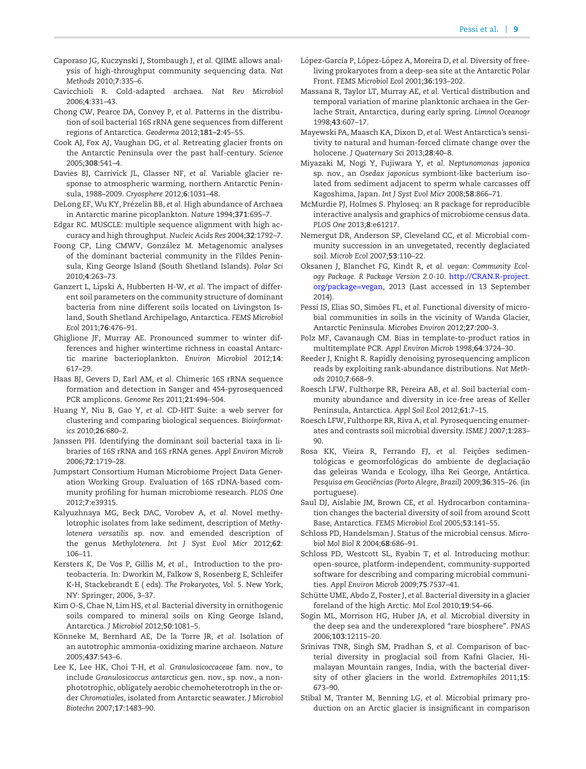Caporaso JG, Kuczynski J, Stombaugh J, *et al.* QIIME allows analysis of high-throughput community sequencing data. *Nat Methods* 2010;**7**:335–6.

Cavicchioli R. Cold-adapted archaea. *Nat Rev Microbiol* 2006;**4**:331–43.

Chong CW, Pearce DA, Convey P, *et al.* Patterns in the distribution of soil bacterial 16S rRNA gene sequences from different regions of Antarctica. *Geoderma* 2012;**181–2**:45–55.

Cook AJ, Fox AJ, Vaughan DG, *et al.* Retreating glacier fronts on the Antarctic Peninsula over the past half-century. *Science* 2005;**308**:541–4.

Davies BJ, Carrivick JL, Glasser NF, *et al.* Variable glacier response to atmospheric warming, northern Antarctic Peninsula, 1988–2009. *Cryosphere* 2012;**6**:1031–48.

DeLong EF, Wu KY, Prézelin BB, *et al.* High abundance of Archaea in Antarctic marine picoplankton. *Nature* 1994;**371**:695–7.

Edgar RC. MUSCLE: multiple sequence alignment with high accuracy and high throughput. *Nucleic Acids Res* 2004;**32**:1792–7.

Foong CP, Ling CMWV, González M. Metagenomic analyses of the dominant bacterial community in the Fildes Peninsula, King George Island (South Shetland Islands). *Polar Sci* 2010;**4**:263–73.

Ganzert L, Lipski A, Hubberten H-W, *et al.* The impact of different soil parameters on the community structure of dominant bacteria from nine different soils located on Livingston Island, South Shetland Archipelago, Antarctica. *FEMS Microbiol Ecol* 2011;**76**:476–91.

Ghiglione JF, Murray AE. Pronounced summer to winter differences and higher wintertime richness in coastal Antarctic marine bacterioplankton. *Environ Microbiol* 2012;**14**: 617–29.

Haas BJ, Gevers D, Earl AM, *et al.* Chimeric 16S rRNA sequence formation and detection in Sanger and 454-pyrosequenced PCR amplicons. *Genome Res* 2011;**21**:494–504.

Huang Y, Niu B, Gao Y, *et al.* CD-HIT Suite: a web server for clustering and comparing biological sequences. *Bioinformatics* 2010;**26**:680–2.

Janssen PH. Identifying the dominant soil bacterial taxa in libraries of 16S rRNA and 16S rRNA genes. *Appl Environ Microb* 2006;**72**:1719–28.

Jumpstart Consortium Human Microbiome Project Data Generation Working Group. Evaluation of 16S rDNA-based community profiling for human microbiome research. *PLOS One* 2012;**7**:e39315.

Kalyuzhnaya MG, Beck DAC, Vorobev A, *et al.* Novel methylotrophic isolates from lake sediment, description of *Methylotenera versatilis* sp. nov. and emended description of the genus *Methylotenera*. *Int J Syst Evol Micr* 2012;**62**: 106–11.

Kersters K, De Vos P, Gillis M, *et al.*, Introduction to the proteobacteria. In: Dworkin M, Falkow S, Rosenberg E, Schleifer K-H, Stackebrandt E ( eds). *The Prokaryotes, Vol. 5*. New York, NY: Springer, 2006, 3–37.

Kim O-S, Chae N, Lim HS, *et al.* Bacterial diversity in ornithogenic soils compared to mineral soils on King George Island, Antarctica. *J Microbiol* 2012;**50**:1081–5.

Könneke M, Bernhard AE, De la Torre JR, *et al.* Isolation of an autotrophic ammonia-oxidizing marine archaeon. *Nature* 2005;**437**:543–6.

Lee K, Lee HK, Choi T-H, *et al.* *Granulosicoccaceae* fam. nov., to include *Granulosicoccus antarcticus* gen. nov., sp. nov., a non-phototrophic, obligately aerobic chemoheterotroph in the order *Chromatiales*, isolated from Antarctic seawater. *J Microbiol Biotechn* 2007;**17**:1483–90.

López-García P, López-López A, Moreira D, *et al.* Diversity of free-living prokaryotes from a deep-sea site at the Antarctic Polar Front. *FEMS Microbiol Ecol* 2001;**36**:193–202.

Massana R, Taylor LT, Murray AE, *et al.* Vertical distribution and temporal variation of marine planktonic archaea in the Gerlache Strait, Antarctica, during early spring. *Limnol Oceanogr* 1998;**43**:607–17.

Mayewski PA, Maasch KA, Dixon D, *et al.* West Antarctica's sensitivity to natural and human-forced climate change over the holocene. *J Quaternary Sci* 2013;**28**:40–8.

Miyazaki M, Nogi Y, Fujiwara Y, *et al.* *Neptunomonas japonica* sp. nov., an *Osedax japonicus* symbiont-like bacterium isolated from sediment adjacent to sperm whale carcasses off Kagoshima, Japan. *Int J Syst Evol Micr* 2008;**58**:866–71.

McMurdie PJ, Holmes S. Phyloseq: an R package for reproducible interactive analysis and graphics of microbiome census data. *PLOS One* 2013;**8**:e61217.

Nemergut DR, Anderson SP, Cleveland CC, *et al.* Microbial community succession in an unvegetated, recently deglaciated soil. *Microb Ecol* 2007;**53**:110–22.

Oksanen J, Blanchet FG, Kindt R, *et al.* *vegan: Community Ecology Package. R Package Version 2.0-10*. http://CRAN.R-project.org/package=vegan, 2013 (Last accessed in 13 September 2014).

Pessi IS, Elias SO, Simões FL, *et al.* Functional diversity of microbial communities in soils in the vicinity of Wanda Glacier, Antarctic Peninsula. *Microbes Environ* 2012;**27**:200–3.

Polz MF, Cavanaugh CM. Bias in template-to-product ratios in multitemplate PCR. *Appl Environ Microb* 1998;**64**:3724–30.

Reeder J, Knight R. Rapidly denoising pyrosequencing amplicon reads by exploiting rank-abundance distributions. *Nat Methods* 2010;**7**:668–9.

Roesch LFW, Fulthorpe RR, Pereira AB, *et al.* Soil bacterial community abundance and diversity in ice-free areas of Keller Peninsula, Antarctica. *Appl Soil Ecol* 2012;**61**:7–15.

Roesch LFW, Fulthorpe RR, Riva A, *et al.* Pyrosequencing enumerates and contrasts soil microbial diversity. *ISME J* 2007;**1**:283–90.

Rosa KK, Vieira R, Ferrando FJ, *et al.* Feições sedimentológicas e geomorfológicas do ambiente de deglaciação das geleiras Wanda e Ecology, ilha Rei George, Antártica. *Pesquisa em Geociências (Porto Alegre, Brazil)* 2009;**36**:315–26. (in portuguese).

Saul DJ, Aislabie JM, Brown CE, *et al.* Hydrocarbon contamination changes the bacterial diversity of soil from around Scott Base, Antarctica. *FEMS Microbiol Ecol* 2005;**53**:141–55.

Schloss PD, Handelsman J. Status of the microbial census. *Microbiol Mol Biol R* 2004;**68**:686–91.

Schloss PD, Westcott SL, Ryabin T, *et al.* Introducing mothur: open-source, platform-independent, community-supported software for describing and comparing microbial communities. *Appl Environ Microb* 2009;**75**:7537–41.

Schütte UME, Abdo Z, Foster J, *et al.* Bacterial diversity in a glacier foreland of the high Arctic. *Mol Ecol* 2010;**19**:54–66.

Sogin ML, Morrison HG, Huber JA, *et al.* Microbial diversity in the deep sea and the underexplored "rare biosphere". *PNAS* 2006;**103**:12115–20.

Srinivas TNR, Singh SM, Pradhan S, *et al.* Comparison of bacterial diversity in proglacial soil from Kafni Glacier, Himalayan Mountain ranges, India, with the bacterial diversity of other glaciers in the world. *Extremophiles* 2011;**15**: 673–90.

Stibal M, Tranter M, Benning LG, *et al.* Microbial primary production on an Arctic glacier is insignificant in comparison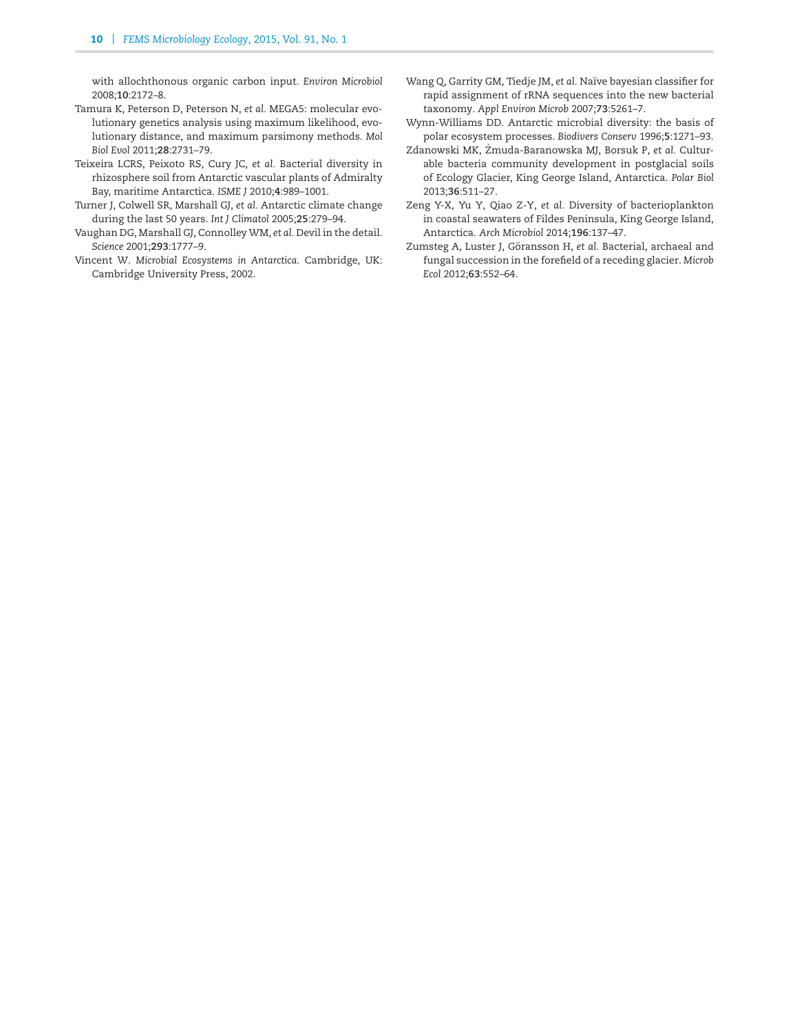with allochthonous organic carbon input. *Environ Microbiol* 2008;**10**:2172–8.

Tamura K, Peterson D, Peterson N, *et al.* MEGA5: molecular evolutionary genetics analysis using maximum likelihood, evolutionary distance, and maximum parsimony methods. *Mol Biol Evol* 2011;**28**:2731–79.

Teixeira LCRS, Peixoto RS, Cury JC, *et al.* Bacterial diversity in rhizosphere soil from Antarctic vascular plants of Admiralty Bay, maritime Antarctica. *ISME J* 2010;**4**:989–1001.

Turner J, Colwell SR, Marshall GJ, *et al.* Antarctic climate change during the last 50 years. *Int J Climatol* 2005;**25**:279–94.

Vaughan DG, Marshall GJ, Connolley WM, *et al.* Devil in the detail. *Science* 2001;**293**:1777–9.

Vincent W. *Microbial Ecosystems in Antarctica*. Cambridge, UK: Cambridge University Press, 2002.

Wang Q, Garrity GM, Tiedje JM, *et al.* Naïve bayesian classifier for rapid assignment of rRNA sequences into the new bacterial taxonomy. *Appl Environ Microb* 2007;**73**:5261–7.

Wynn-Williams DD. Antarctic microbial diversity: the basis of polar ecosystem processes. *Biodivers Conserv* 1996;**5**:1271–93.

Zdanowski MK, Żmuda-Baranowska MJ, Borsuk P, *et al.* Culturable bacteria community development in postglacial soils of Ecology Glacier, King George Island, Antarctica. *Polar Biol* 2013;**36**:511–27.

Zeng Y-X, Yu Y, Qiao Z-Y, *et al.* Diversity of bacterioplankton in coastal seawaters of Fildes Peninsula, King George Island, Antarctica. *Arch Microbiol* 2014;**196**:137–47.

Zumsteg A, Luster J, Göransson H, *et al.* Bacterial, archaeal and fungal succession in the forefield of a receding glacier. *Microb Ecol* 2012;**63**:552–64.